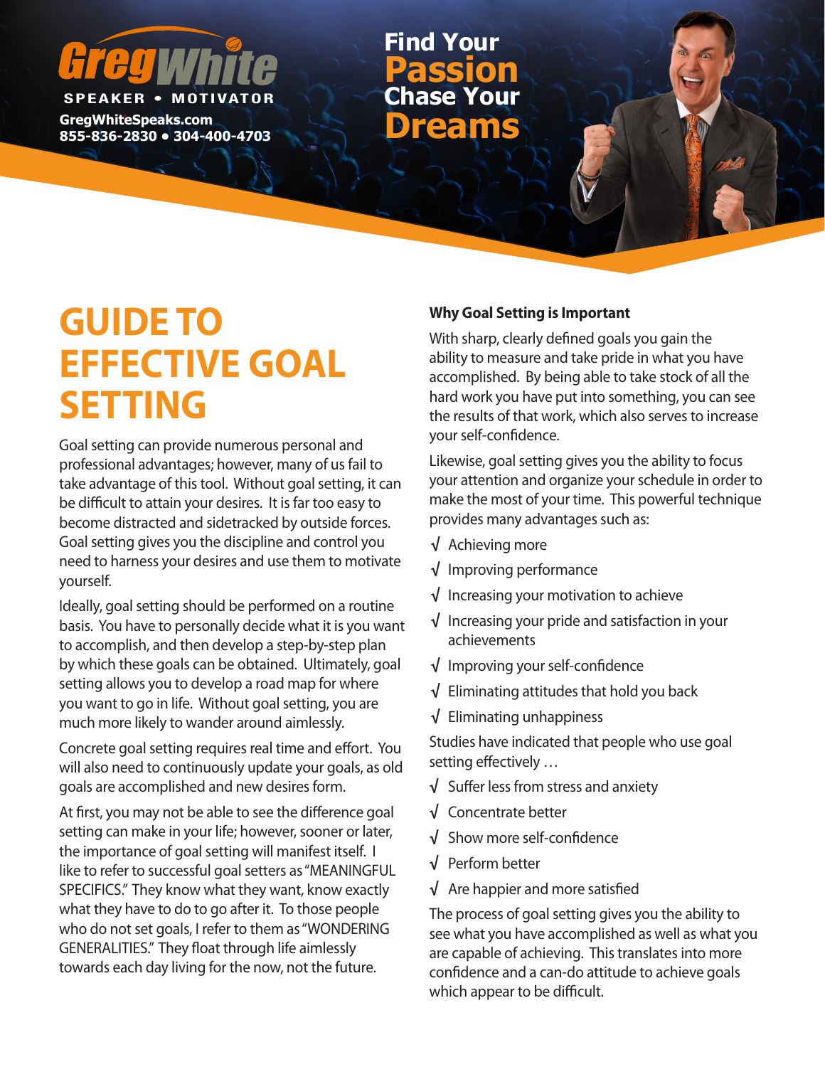**Greg White**

SPEAKER • MOTIVATOR

GregWhiteSpeaks.com
855-836-2830 • 304-400-4703

**Find Your Passion Chase Your Dreams**

# GUIDE TO EFFECTIVE GOAL SETTING

Goal setting can provide numerous personal and professional advantages; however, many of us fail to take advantage of this tool. Without goal setting, it can be difficult to attain your desires. It is far too easy to become distracted and sidetracked by outside forces. Goal setting gives you the discipline and control you need to harness your desires and use them to motivate yourself.

Ideally, goal setting should be performed on a routine basis. You have to personally decide what it is you want to accomplish, and then develop a step-by-step plan by which these goals can be obtained. Ultimately, goal setting allows you to develop a road map for where you want to go in life. Without goal setting, you are much more likely to wander around aimlessly.

Concrete goal setting requires real time and effort. You will also need to continuously update your goals, as old goals are accomplished and new desires form.

At first, you may not be able to see the difference goal setting can make in your life; however, sooner or later, the importance of goal setting will manifest itself. I like to refer to successful goal setters as "MEANINGFUL SPECIFICS." They know what they want, know exactly what they have to do to go after it. To those people who do not set goals, I refer to them as "WONDERING GENERALITIES." They float through life aimlessly towards each day living for the now, not the future.

**Why Goal Setting is Important**

With sharp, clearly defined goals you gain the ability to measure and take pride in what you have accomplished. By being able to take stock of all the hard work you have put into something, you can see the results of that work, which also serves to increase your self-confidence.

Likewise, goal setting gives you the ability to focus your attention and organize your schedule in order to make the most of your time. This powerful technique provides many advantages such as:

- √ Achieving more
- √ Improving performance
- √ Increasing your motivation to achieve
- √ Increasing your pride and satisfaction in your achievements
- √ Improving your self-confidence
- √ Eliminating attitudes that hold you back
- √ Eliminating unhappiness

Studies have indicated that people who use goal setting effectively …

- √ Suffer less from stress and anxiety
- √ Concentrate better
- √ Show more self-confidence
- √ Perform better
- √ Are happier and more satisfied

The process of goal setting gives you the ability to see what you have accomplished as well as what you are capable of achieving. This translates into more confidence and a can-do attitude to achieve goals which appear to be difficult.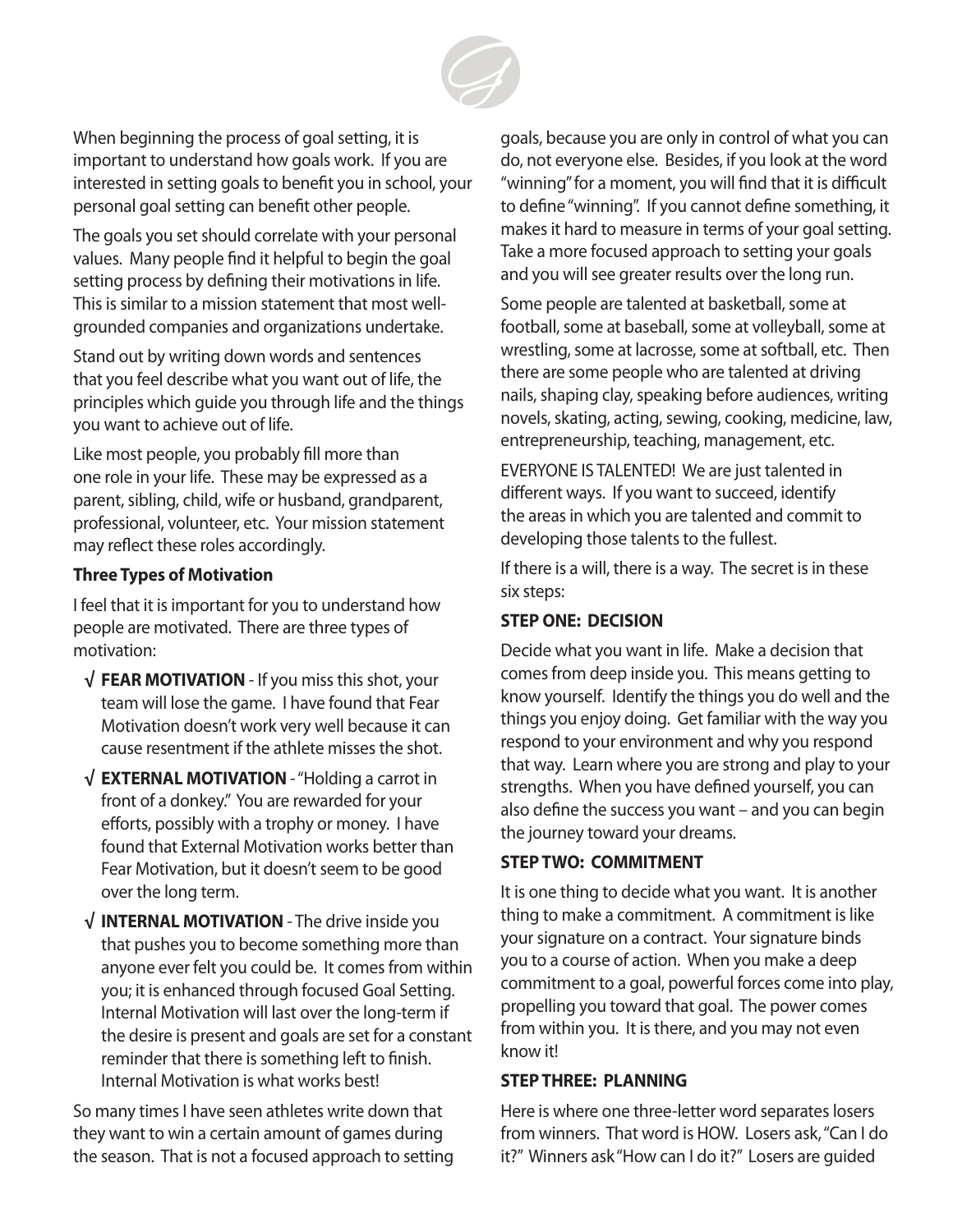When beginning the process of goal setting, it is important to understand how goals work. If you are interested in setting goals to benefit you in school, your personal goal setting can benefit other people.

The goals you set should correlate with your personal values. Many people find it helpful to begin the goal setting process by defining their motivations in life. This is similar to a mission statement that most well-grounded companies and organizations undertake.

Stand out by writing down words and sentences that you feel describe what you want out of life, the principles which guide you through life and the things you want to achieve out of life.

Like most people, you probably fill more than one role in your life. These may be expressed as a parent, sibling, child, wife or husband, grandparent, professional, volunteer, etc. Your mission statement may reflect these roles accordingly.

**Three Types of Motivation**

I feel that it is important for you to understand how people are motivated. There are three types of motivation:

- √ **FEAR MOTIVATION** - If you miss this shot, your team will lose the game. I have found that Fear Motivation doesn't work very well because it can cause resentment if the athlete misses the shot.
- √ **EXTERNAL MOTIVATION** - "Holding a carrot in front of a donkey." You are rewarded for your efforts, possibly with a trophy or money. I have found that External Motivation works better than Fear Motivation, but it doesn't seem to be good over the long term.
- √ **INTERNAL MOTIVATION** - The drive inside you that pushes you to become something more than anyone ever felt you could be. It comes from within you; it is enhanced through focused Goal Setting. Internal Motivation will last over the long-term if the desire is present and goals are set for a constant reminder that there is something left to finish. Internal Motivation is what works best!

So many times I have seen athletes write down that they want to win a certain amount of games during the season. That is not a focused approach to setting goals, because you are only in control of what you can do, not everyone else. Besides, if you look at the word "winning" for a moment, you will find that it is difficult to define "winning". If you cannot define something, it makes it hard to measure in terms of your goal setting. Take a more focused approach to setting your goals and you will see greater results over the long run.

Some people are talented at basketball, some at football, some at baseball, some at volleyball, some at wrestling, some at lacrosse, some at softball, etc. Then there are some people who are talented at driving nails, shaping clay, speaking before audiences, writing novels, skating, acting, sewing, cooking, medicine, law, entrepreneurship, teaching, management, etc.

EVERYONE IS TALENTED! We are just talented in different ways. If you want to succeed, identify the areas in which you are talented and commit to developing those talents to the fullest.

If there is a will, there is a way. The secret is in these six steps:

**STEP ONE: DECISION**

Decide what you want in life. Make a decision that comes from deep inside you. This means getting to know yourself. Identify the things you do well and the things you enjoy doing. Get familiar with the way you respond to your environment and why you respond that way. Learn where you are strong and play to your strengths. When you have defined yourself, you can also define the success you want – and you can begin the journey toward your dreams.

**STEP TWO: COMMITMENT**

It is one thing to decide what you want. It is another thing to make a commitment. A commitment is like your signature on a contract. Your signature binds you to a course of action. When you make a deep commitment to a goal, powerful forces come into play, propelling you toward that goal. The power comes from within you. It is there, and you may not even know it!

**STEP THREE: PLANNING**

Here is where one three-letter word separates losers from winners. That word is HOW. Losers ask, "Can I do it?" Winners ask "How can I do it?" Losers are guided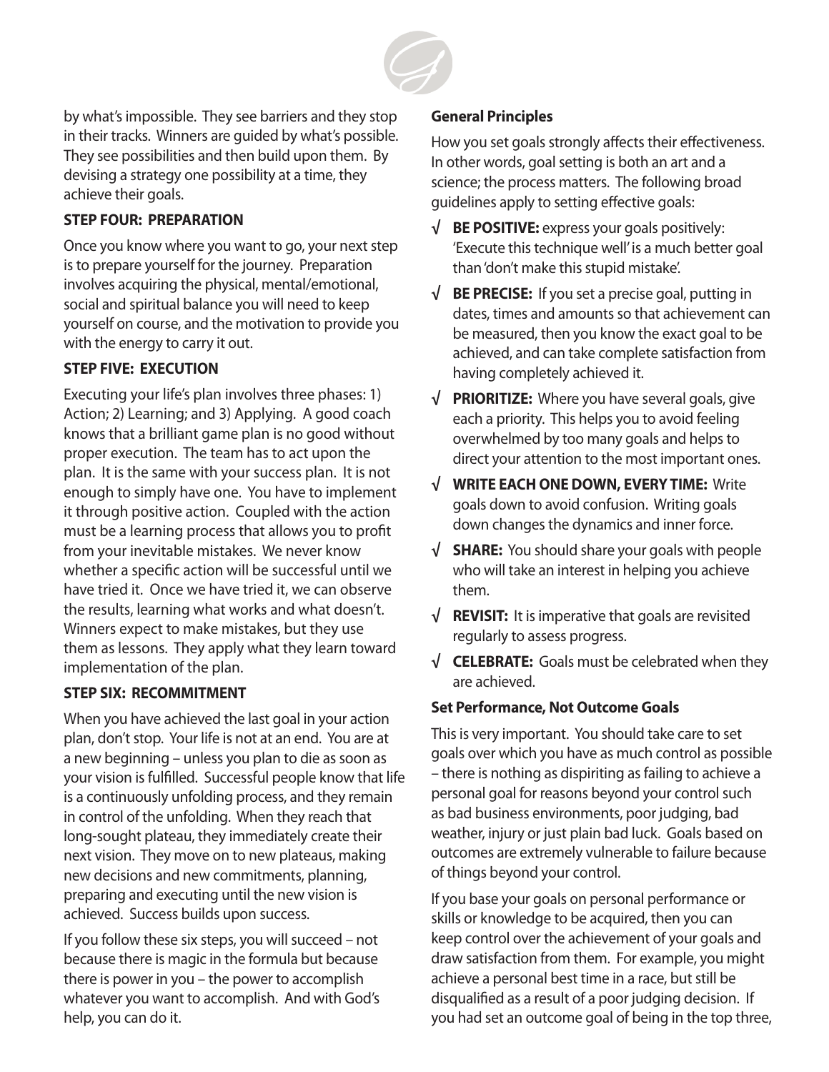by what's impossible. They see barriers and they stop in their tracks. Winners are guided by what's possible. They see possibilities and then build upon them. By devising a strategy one possibility at a time, they achieve their goals.

**STEP FOUR: PREPARATION**

Once you know where you want to go, your next step is to prepare yourself for the journey. Preparation involves acquiring the physical, mental/emotional, social and spiritual balance you will need to keep yourself on course, and the motivation to provide you with the energy to carry it out.

**STEP FIVE: EXECUTION**

Executing your life's plan involves three phases: 1) Action; 2) Learning; and 3) Applying. A good coach knows that a brilliant game plan is no good without proper execution. The team has to act upon the plan. It is the same with your success plan. It is not enough to simply have one. You have to implement it through positive action. Coupled with the action must be a learning process that allows you to profit from your inevitable mistakes. We never know whether a specific action will be successful until we have tried it. Once we have tried it, we can observe the results, learning what works and what doesn't. Winners expect to make mistakes, but they use them as lessons. They apply what they learn toward implementation of the plan.

**STEP SIX: RECOMMITMENT**

When you have achieved the last goal in your action plan, don't stop. Your life is not at an end. You are at a new beginning – unless you plan to die as soon as your vision is fulfilled. Successful people know that life is a continuously unfolding process, and they remain in control of the unfolding. When they reach that long-sought plateau, they immediately create their next vision. They move on to new plateaus, making new decisions and new commitments, planning, preparing and executing until the new vision is achieved. Success builds upon success.

If you follow these six steps, you will succeed – not because there is magic in the formula but because there is power in you – the power to accomplish whatever you want to accomplish. And with God's help, you can do it.

**General Principles**

How you set goals strongly affects their effectiveness. In other words, goal setting is both an art and a science; the process matters. The following broad guidelines apply to setting effective goals:

- √ **BE POSITIVE:** express your goals positively: 'Execute this technique well' is a much better goal than 'don't make this stupid mistake'.
- √ **BE PRECISE:** If you set a precise goal, putting in dates, times and amounts so that achievement can be measured, then you know the exact goal to be achieved, and can take complete satisfaction from having completely achieved it.
- √ **PRIORITIZE:** Where you have several goals, give each a priority. This helps you to avoid feeling overwhelmed by too many goals and helps to direct your attention to the most important ones.
- √ **WRITE EACH ONE DOWN, EVERY TIME:** Write goals down to avoid confusion. Writing goals down changes the dynamics and inner force.
- √ **SHARE:** You should share your goals with people who will take an interest in helping you achieve them.
- √ **REVISIT:** It is imperative that goals are revisited regularly to assess progress.
- √ **CELEBRATE:** Goals must be celebrated when they are achieved.

**Set Performance, Not Outcome Goals**

This is very important. You should take care to set goals over which you have as much control as possible – there is nothing as dispiriting as failing to achieve a personal goal for reasons beyond your control such as bad business environments, poor judging, bad weather, injury or just plain bad luck. Goals based on outcomes are extremely vulnerable to failure because of things beyond your control.

If you base your goals on personal performance or skills or knowledge to be acquired, then you can keep control over the achievement of your goals and draw satisfaction from them. For example, you might achieve a personal best time in a race, but still be disqualified as a result of a poor judging decision. If you had set an outcome goal of being in the top three,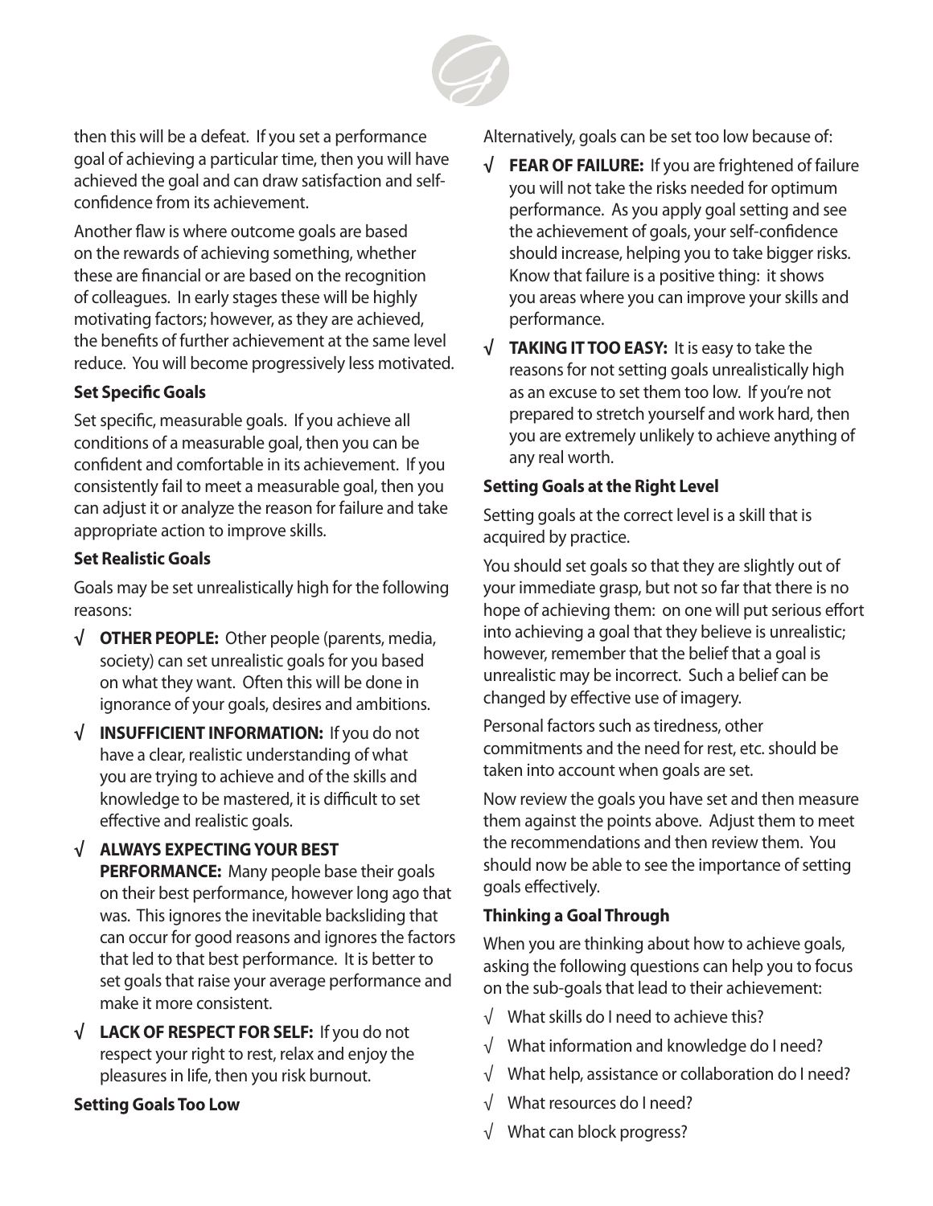then this will be a defeat. If you set a performance goal of achieving a particular time, then you will have achieved the goal and can draw satisfaction and self-confidence from its achievement.

Another flaw is where outcome goals are based on the rewards of achieving something, whether these are financial or are based on the recognition of colleagues. In early stages these will be highly motivating factors; however, as they are achieved, the benefits of further achievement at the same level reduce. You will become progressively less motivated.

**Set Specific Goals**

Set specific, measurable goals. If you achieve all conditions of a measurable goal, then you can be confident and comfortable in its achievement. If you consistently fail to meet a measurable goal, then you can adjust it or analyze the reason for failure and take appropriate action to improve skills.

**Set Realistic Goals**

Goals may be set unrealistically high for the following reasons:

- √ **OTHER PEOPLE:** Other people (parents, media, society) can set unrealistic goals for you based on what they want. Often this will be done in ignorance of your goals, desires and ambitions.
- √ **INSUFFICIENT INFORMATION:** If you do not have a clear, realistic understanding of what you are trying to achieve and of the skills and knowledge to be mastered, it is difficult to set effective and realistic goals.
- √ **ALWAYS EXPECTING YOUR BEST PERFORMANCE:** Many people base their goals on their best performance, however long ago that was. This ignores the inevitable backsliding that can occur for good reasons and ignores the factors that led to that best performance. It is better to set goals that raise your average performance and make it more consistent.
- √ **LACK OF RESPECT FOR SELF:** If you do not respect your right to rest, relax and enjoy the pleasures in life, then you risk burnout.

**Setting Goals Too Low**

Alternatively, goals can be set too low because of:

- √ **FEAR OF FAILURE:** If you are frightened of failure you will not take the risks needed for optimum performance. As you apply goal setting and see the achievement of goals, your self-confidence should increase, helping you to take bigger risks. Know that failure is a positive thing: it shows you areas where you can improve your skills and performance.
- √ **TAKING IT TOO EASY:** It is easy to take the reasons for not setting goals unrealistically high as an excuse to set them too low. If you're not prepared to stretch yourself and work hard, then you are extremely unlikely to achieve anything of any real worth.

**Setting Goals at the Right Level**

Setting goals at the correct level is a skill that is acquired by practice.

You should set goals so that they are slightly out of your immediate grasp, but not so far that there is no hope of achieving them: on one will put serious effort into achieving a goal that they believe is unrealistic; however, remember that the belief that a goal is unrealistic may be incorrect. Such a belief can be changed by effective use of imagery.

Personal factors such as tiredness, other commitments and the need for rest, etc. should be taken into account when goals are set.

Now review the goals you have set and then measure them against the points above. Adjust them to meet the recommendations and then review them. You should now be able to see the importance of setting goals effectively.

**Thinking a Goal Through**

When you are thinking about how to achieve goals, asking the following questions can help you to focus on the sub-goals that lead to their achievement:

- √ What skills do I need to achieve this?
- √ What information and knowledge do I need?
- √ What help, assistance or collaboration do I need?
- √ What resources do I need?
- √ What can block progress?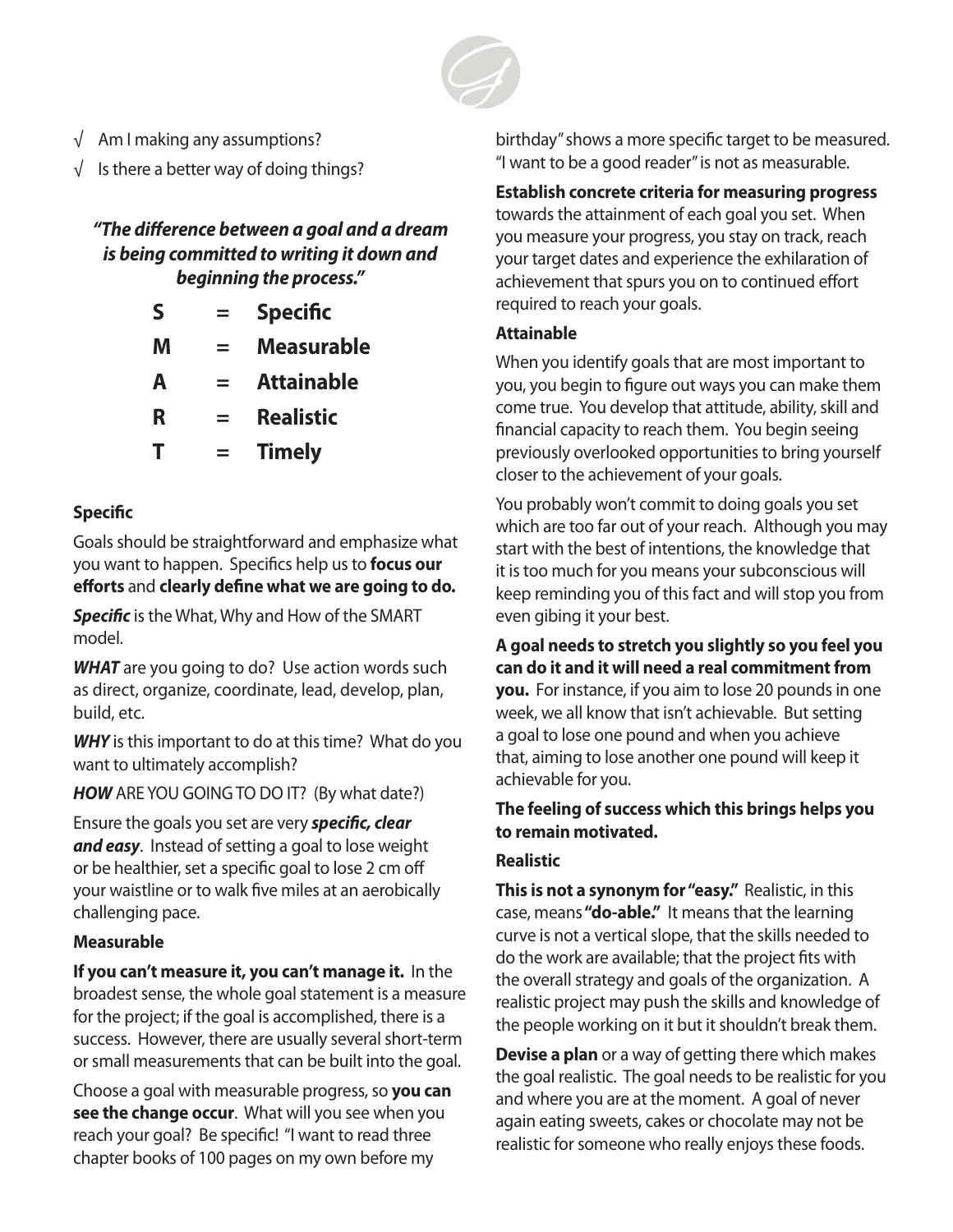- √ Am I making any assumptions?
- √ Is there a better way of doing things?

***"The difference between a goal and a dream is being committed to writing it down and beginning the process."***

| | | |
|---|---|---|
| **S** | **=** | **Specific** |
| **M** | **=** | **Measurable** |
| **A** | **=** | **Attainable** |
| **R** | **=** | **Realistic** |
| **T** | **=** | **Timely** |

### Specific

Goals should be straightforward and emphasize what you want to happen. Specifics help us to **focus our efforts** and **clearly define what we are going to do.**

***Specific*** is the What, Why and How of the SMART model.

***WHAT*** are you going to do? Use action words such as direct, organize, coordinate, lead, develop, plan, build, etc.

***WHY*** is this important to do at this time? What do you want to ultimately accomplish?

***HOW*** ARE YOU GOING TO DO IT? (By what date?)

Ensure the goals you set are very ***specific, clear and easy***. Instead of setting a goal to lose weight or be healthier, set a specific goal to lose 2 cm off your waistline or to walk five miles at an aerobically challenging pace.

### Measurable

**If you can't measure it, you can't manage it.** In the broadest sense, the whole goal statement is a measure for the project; if the goal is accomplished, there is a success. However, there are usually several short-term or small measurements that can be built into the goal.

Choose a goal with measurable progress, so **you can see the change occur**. What will you see when you reach your goal? Be specific! "I want to read three chapter books of 100 pages on my own before my birthday" shows a more specific target to be measured. "I want to be a good reader" is not as measurable.

**Establish concrete criteria for measuring progress** towards the attainment of each goal you set. When you measure your progress, you stay on track, reach your target dates and experience the exhilaration of achievement that spurs you on to continued effort required to reach your goals.

### Attainable

When you identify goals that are most important to you, you begin to figure out ways you can make them come true. You develop that attitude, ability, skill and financial capacity to reach them. You begin seeing previously overlooked opportunities to bring yourself closer to the achievement of your goals.

You probably won't commit to doing goals you set which are too far out of your reach. Although you may start with the best of intentions, the knowledge that it is too much for you means your subconscious will keep reminding you of this fact and will stop you from even gibing it your best.

**A goal needs to stretch you slightly so you feel you can do it and it will need a real commitment from you.** For instance, if you aim to lose 20 pounds in one week, we all know that isn't achievable. But setting a goal to lose one pound and when you achieve that, aiming to lose another one pound will keep it achievable for you.

**The feeling of success which this brings helps you to remain motivated.**

### Realistic

**This is not a synonym for "easy."** Realistic, in this case, means **"do-able."** It means that the learning curve is not a vertical slope, that the skills needed to do the work are available; that the project fits with the overall strategy and goals of the organization. A realistic project may push the skills and knowledge of the people working on it but it shouldn't break them.

**Devise a plan** or a way of getting there which makes the goal realistic. The goal needs to be realistic for you and where you are at the moment. A goal of never again eating sweets, cakes or chocolate may not be realistic for someone who really enjoys these foods.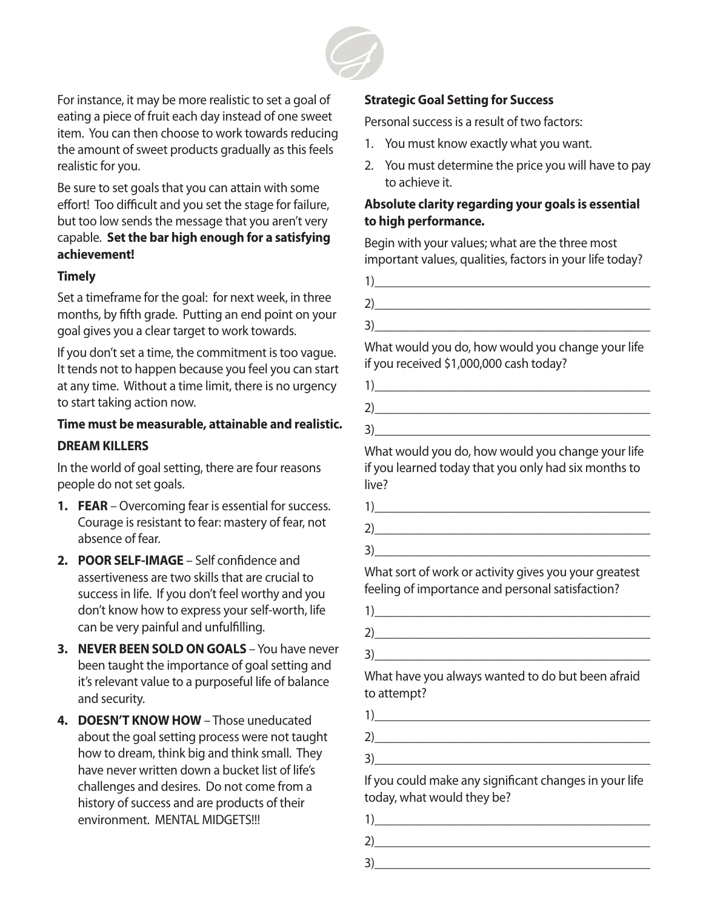For instance, it may be more realistic to set a goal of eating a piece of fruit each day instead of one sweet item. You can then choose to work towards reducing the amount of sweet products gradually as this feels realistic for you.

Be sure to set goals that you can attain with some effort! Too difficult and you set the stage for failure, but too low sends the message that you aren't very capable. **Set the bar high enough for a satisfying achievement!**

**Timely**

Set a timeframe for the goal: for next week, in three months, by fifth grade. Putting an end point on your goal gives you a clear target to work towards.

If you don't set a time, the commitment is too vague. It tends not to happen because you feel you can start at any time. Without a time limit, there is no urgency to start taking action now.

**Time must be measurable, attainable and realistic.**

**DREAM KILLERS**

In the world of goal setting, there are four reasons people do not set goals.

1. **FEAR** – Overcoming fear is essential for success. Courage is resistant to fear: mastery of fear, not absence of fear.
2. **POOR SELF-IMAGE** – Self confidence and assertiveness are two skills that are crucial to success in life. If you don't feel worthy and you don't know how to express your self-worth, life can be very painful and unfulfilling.
3. **NEVER BEEN SOLD ON GOALS** – You have never been taught the importance of goal setting and it's relevant value to a purposeful life of balance and security.
4. **DOESN'T KNOW HOW** – Those uneducated about the goal setting process were not taught how to dream, think big and think small. They have never written down a bucket list of life's challenges and desires. Do not come from a history of success and are products of their environment. MENTAL MIDGETS!!!

**Strategic Goal Setting for Success**

Personal success is a result of two factors:

1. You must know exactly what you want.
2. You must determine the price you will have to pay to achieve it.

**Absolute clarity regarding your goals is essential to high performance.**

Begin with your values; what are the three most important values, qualities, factors in your life today?

1)_____________________________________________

2)_____________________________________________

3)_____________________________________________

What would you do, how would you change your life if you received $1,000,000 cash today?

1)_____________________________________________

2)_____________________________________________

3)_____________________________________________

What would you do, how would you change your life if you learned today that you only had six months to live?

1)_____________________________________________

2)_____________________________________________

3)_____________________________________________

What sort of work or activity gives you your greatest feeling of importance and personal satisfaction?

1)_____________________________________________

2)_____________________________________________

3)_____________________________________________

What have you always wanted to do but been afraid to attempt?

1)_____________________________________________

2)_____________________________________________

3)_____________________________________________

If you could make any significant changes in your life today, what would they be?

1)_____________________________________________

2)_____________________________________________

3)_____________________________________________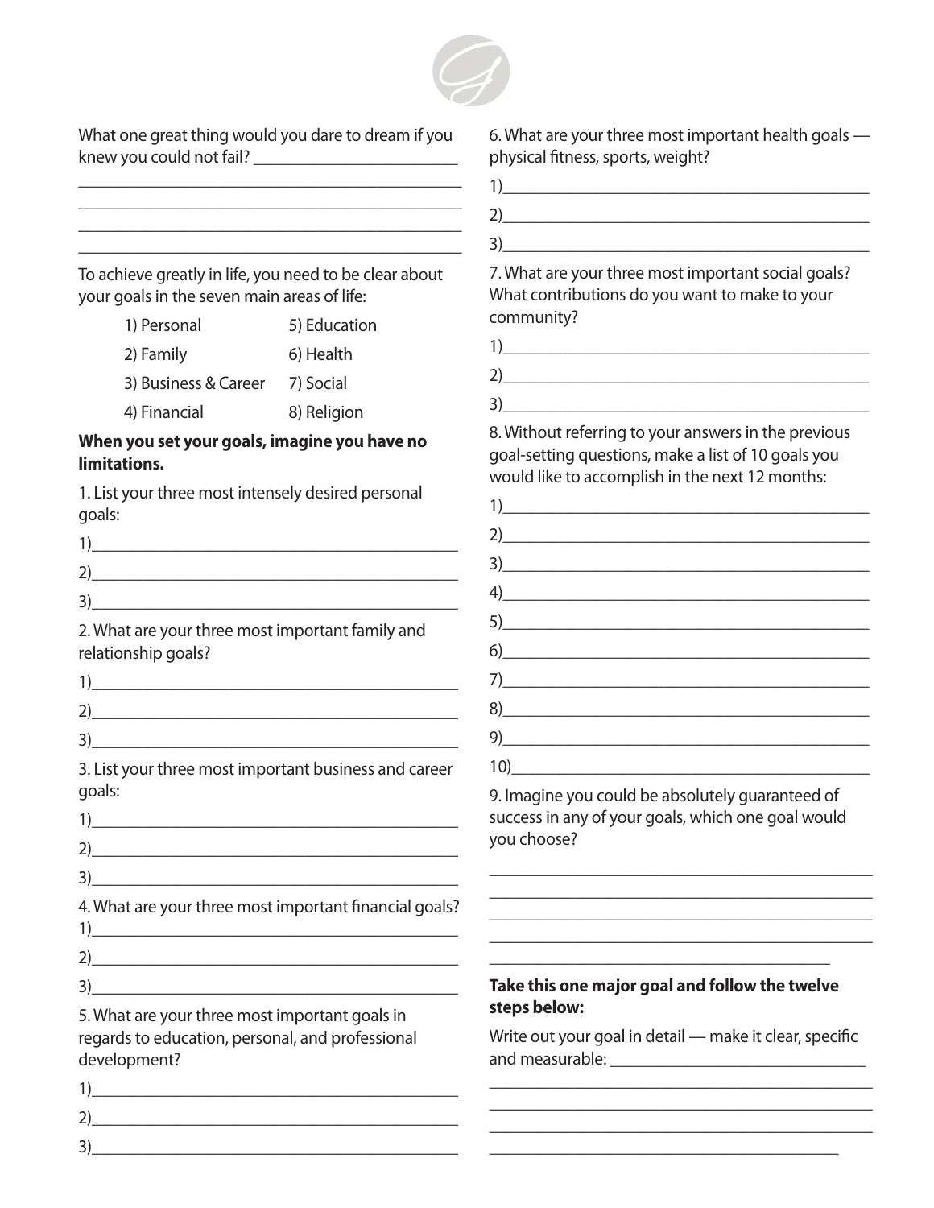What one great thing would you dare to dream if you knew you could not fail? ________________________

______________________________________________

______________________________________________

______________________________________________

______________________________________________

To achieve greatly in life, you need to be clear about your goals in the seven main areas of life:

| | |
|---|---|
| 1) Personal | 5) Education |
| 2) Family | 6) Health |
| 3) Business & Career | 7) Social |
| 4) Financial | 8) Religion |

**When you set your goals, imagine you have no limitations.**

1. List your three most intensely desired personal goals:

1)____________________________________________

2)____________________________________________

3)____________________________________________

2. What are your three most important family and relationship goals?

1)____________________________________________

2)____________________________________________

3)____________________________________________

3. List your three most important business and career goals:

1)____________________________________________

2)____________________________________________

3)____________________________________________

4. What are your three most important financial goals?

1)____________________________________________

2)____________________________________________

3)____________________________________________

5. What are your three most important goals in regards to education, personal, and professional development?

1)____________________________________________

2)____________________________________________

3)____________________________________________

6. What are your three most important health goals — physical fitness, sports, weight?

1)____________________________________________

2)____________________________________________

3)____________________________________________

7. What are your three most important social goals? What contributions do you want to make to your community?

1)____________________________________________

2)____________________________________________

3)____________________________________________

8. Without referring to your answers in the previous goal-setting questions, make a list of 10 goals you would like to accomplish in the next 12 months:

1)____________________________________________

2)____________________________________________

3)____________________________________________

4)____________________________________________

5)____________________________________________

6)____________________________________________

7)____________________________________________

8)____________________________________________

9)____________________________________________

10)___________________________________________

9. Imagine you could be absolutely guaranteed of success in any of your goals, which one goal would you choose?

______________________________________________

______________________________________________

______________________________________________

______________________________________________

__________________________________________

**Take this one major goal and follow the twelve steps below:**

Write out your goal in detail — make it clear, specific and measurable: ______________________________

______________________________________________

______________________________________________

______________________________________________

__________________________________________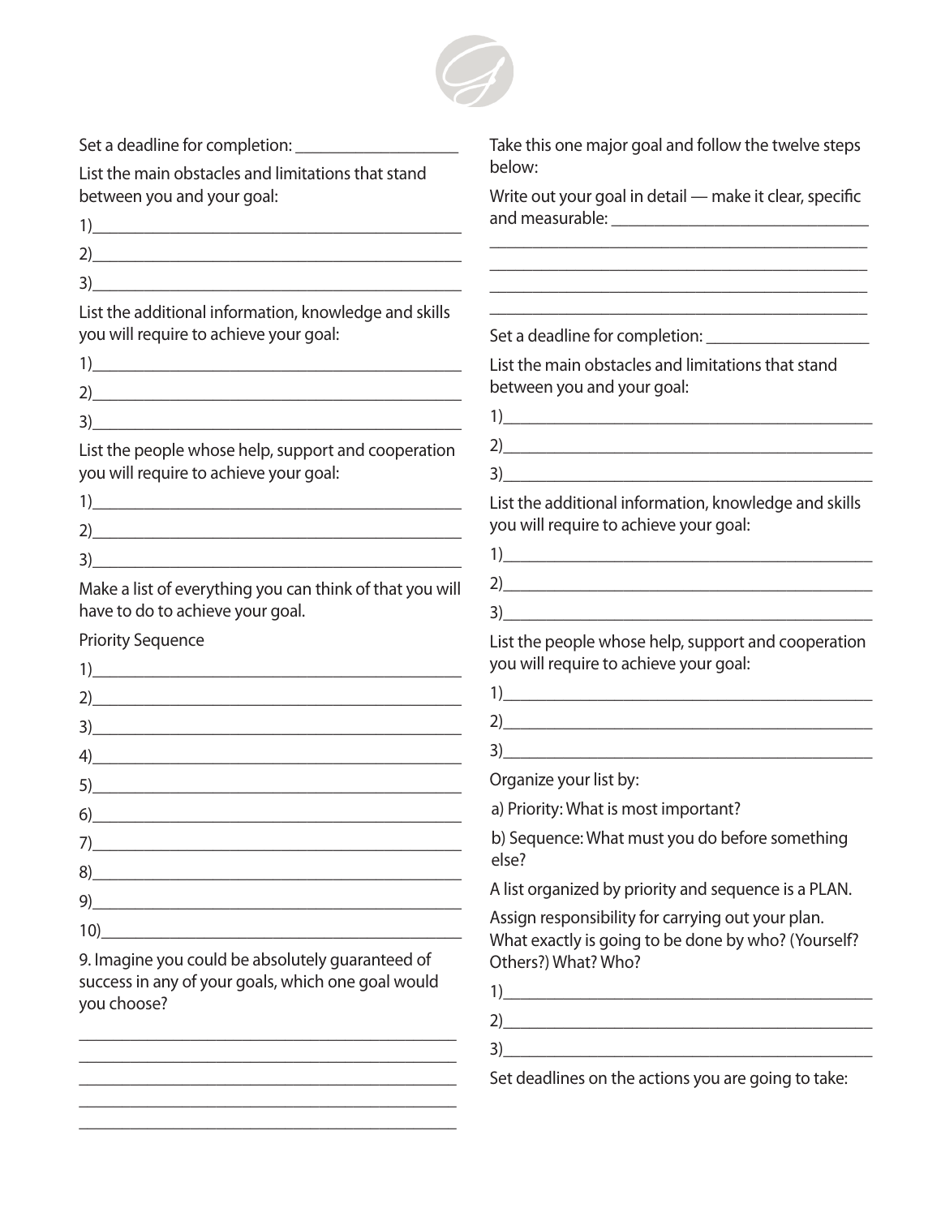Set a deadline for completion: ___________________

List the main obstacles and limitations that stand between you and your goal:

1)____________________________________________

2)____________________________________________

3)____________________________________________

List the additional information, knowledge and skills you will require to achieve your goal:

1)____________________________________________

2)____________________________________________

3)____________________________________________

List the people whose help, support and cooperation you will require to achieve your goal:

1)____________________________________________

2)____________________________________________

3)____________________________________________

Make a list of everything you can think of that you will have to do to achieve your goal.

Priority Sequence

1)____________________________________________

2)____________________________________________

3)____________________________________________

4)____________________________________________

5)____________________________________________

6)____________________________________________

7)____________________________________________

8)____________________________________________

9)____________________________________________

10)___________________________________________

9. Imagine you could be absolutely guaranteed of success in any of your goals, which one goal would you choose?

______________________________________________

______________________________________________

______________________________________________

______________________________________________

______________________________________________

Take this one major goal and follow the twelve steps below:

Write out your goal in detail — make it clear, specific and measurable: ______________________________

______________________________________________

______________________________________________

______________________________________________

______________________________________________

Set a deadline for completion: ___________________

List the main obstacles and limitations that stand between you and your goal:

1)____________________________________________

2)____________________________________________

3)____________________________________________

List the additional information, knowledge and skills you will require to achieve your goal:

1)____________________________________________

2)____________________________________________

3)____________________________________________

List the people whose help, support and cooperation you will require to achieve your goal:

1)____________________________________________

2)____________________________________________

3)____________________________________________

Organize your list by:

a) Priority: What is most important?

b) Sequence: What must you do before something else?

A list organized by priority and sequence is a PLAN.

Assign responsibility for carrying out your plan. What exactly is going to be done by who? (Yourself? Others?) What? Who?

1)____________________________________________

2)____________________________________________

3)____________________________________________

Set deadlines on the actions you are going to take: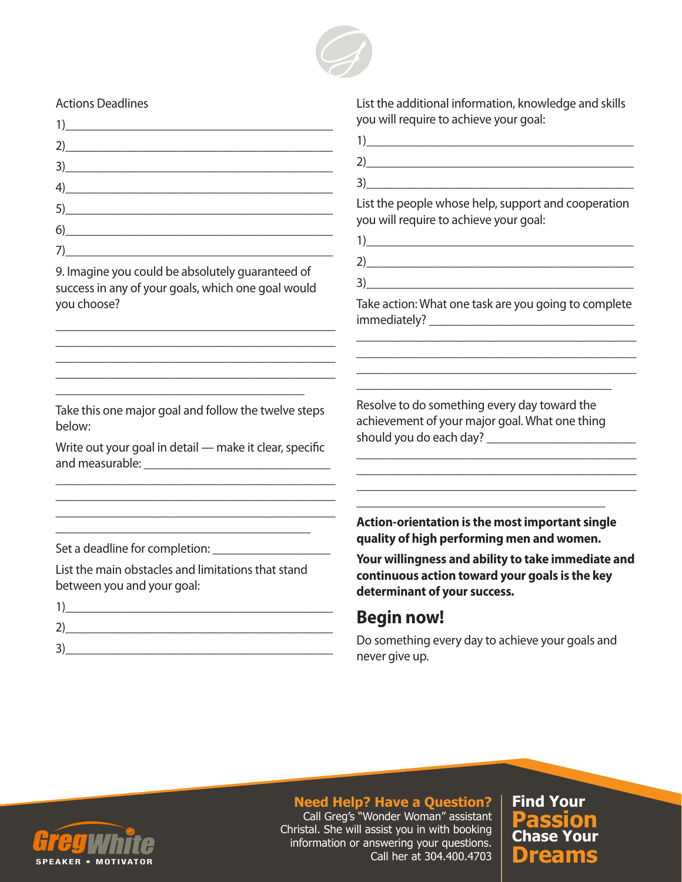Actions Deadlines

1)\_\_\_\_\_\_\_\_\_\_\_\_\_\_\_\_\_\_\_\_\_\_\_\_\_\_\_\_\_\_\_\_\_\_\_\_\_\_\_\_

2)\_\_\_\_\_\_\_\_\_\_\_\_\_\_\_\_\_\_\_\_\_\_\_\_\_\_\_\_\_\_\_\_\_\_\_\_\_\_\_\_

3)\_\_\_\_\_\_\_\_\_\_\_\_\_\_\_\_\_\_\_\_\_\_\_\_\_\_\_\_\_\_\_\_\_\_\_\_\_\_\_\_

4)\_\_\_\_\_\_\_\_\_\_\_\_\_\_\_\_\_\_\_\_\_\_\_\_\_\_\_\_\_\_\_\_\_\_\_\_\_\_\_\_

5)\_\_\_\_\_\_\_\_\_\_\_\_\_\_\_\_\_\_\_\_\_\_\_\_\_\_\_\_\_\_\_\_\_\_\_\_\_\_\_\_

6)\_\_\_\_\_\_\_\_\_\_\_\_\_\_\_\_\_\_\_\_\_\_\_\_\_\_\_\_\_\_\_\_\_\_\_\_\_\_\_\_

7)\_\_\_\_\_\_\_\_\_\_\_\_\_\_\_\_\_\_\_\_\_\_\_\_\_\_\_\_\_\_\_\_\_\_\_\_\_\_\_\_

9. Imagine you could be absolutely guaranteed of success in any of your goals, which one goal would you choose?

\_\_\_\_\_\_\_\_\_\_\_\_\_\_\_\_\_\_\_\_\_\_\_\_\_\_\_\_\_\_\_\_\_\_\_\_\_\_\_\_\_\_

\_\_\_\_\_\_\_\_\_\_\_\_\_\_\_\_\_\_\_\_\_\_\_\_\_\_\_\_\_\_\_\_\_\_\_\_\_\_\_\_\_\_

\_\_\_\_\_\_\_\_\_\_\_\_\_\_\_\_\_\_\_\_\_\_\_\_\_\_\_\_\_\_\_\_\_\_\_\_\_\_\_\_\_\_

\_\_\_\_\_\_\_\_\_\_\_\_\_\_\_\_\_\_\_\_\_\_\_\_\_\_\_\_\_\_\_\_\_\_\_\_\_\_\_\_\_\_

\_\_\_\_\_\_\_\_\_\_\_\_\_\_\_\_\_\_\_\_\_\_\_\_\_\_\_\_\_\_\_\_\_\_\_\_\_\_

Take this one major goal and follow the twelve steps below:

Write out your goal in detail — make it clear, specific and measurable: \_\_\_\_\_\_\_\_\_\_\_\_\_\_\_\_\_\_\_\_\_\_\_\_\_\_\_\_\_\_

\_\_\_\_\_\_\_\_\_\_\_\_\_\_\_\_\_\_\_\_\_\_\_\_\_\_\_\_\_\_\_\_\_\_\_\_\_\_\_\_\_\_

\_\_\_\_\_\_\_\_\_\_\_\_\_\_\_\_\_\_\_\_\_\_\_\_\_\_\_\_\_\_\_\_\_\_\_\_\_\_\_\_\_\_

\_\_\_\_\_\_\_\_\_\_\_\_\_\_\_\_\_\_\_\_\_\_\_\_\_\_\_\_\_\_\_\_\_\_\_\_\_\_\_\_\_\_

\_\_\_\_\_\_\_\_\_\_\_\_\_\_\_\_\_\_\_\_\_\_\_\_\_\_\_\_\_\_\_\_\_\_\_\_\_\_

Set a deadline for completion: \_\_\_\_\_\_\_\_\_\_\_\_\_\_\_\_\_\_

List the main obstacles and limitations that stand between you and your goal:

1)\_\_\_\_\_\_\_\_\_\_\_\_\_\_\_\_\_\_\_\_\_\_\_\_\_\_\_\_\_\_\_\_\_\_\_\_\_\_\_\_

2)\_\_\_\_\_\_\_\_\_\_\_\_\_\_\_\_\_\_\_\_\_\_\_\_\_\_\_\_\_\_\_\_\_\_\_\_\_\_\_\_

3)\_\_\_\_\_\_\_\_\_\_\_\_\_\_\_\_\_\_\_\_\_\_\_\_\_\_\_\_\_\_\_\_\_\_\_\_\_\_\_\_

List the additional information, knowledge and skills you will require to achieve your goal:

1)\_\_\_\_\_\_\_\_\_\_\_\_\_\_\_\_\_\_\_\_\_\_\_\_\_\_\_\_\_\_\_\_\_\_\_\_\_\_\_\_

2)\_\_\_\_\_\_\_\_\_\_\_\_\_\_\_\_\_\_\_\_\_\_\_\_\_\_\_\_\_\_\_\_\_\_\_\_\_\_\_\_

3)\_\_\_\_\_\_\_\_\_\_\_\_\_\_\_\_\_\_\_\_\_\_\_\_\_\_\_\_\_\_\_\_\_\_\_\_\_\_\_\_

List the people whose help, support and cooperation you will require to achieve your goal:

1)\_\_\_\_\_\_\_\_\_\_\_\_\_\_\_\_\_\_\_\_\_\_\_\_\_\_\_\_\_\_\_\_\_\_\_\_\_\_\_\_

2)\_\_\_\_\_\_\_\_\_\_\_\_\_\_\_\_\_\_\_\_\_\_\_\_\_\_\_\_\_\_\_\_\_\_\_\_\_\_\_\_

3)\_\_\_\_\_\_\_\_\_\_\_\_\_\_\_\_\_\_\_\_\_\_\_\_\_\_\_\_\_\_\_\_\_\_\_\_\_\_\_\_

Take action: What one task are you going to complete immediately? \_\_\_\_\_\_\_\_\_\_\_\_\_\_\_\_\_\_\_\_\_\_\_\_\_\_\_\_\_\_

\_\_\_\_\_\_\_\_\_\_\_\_\_\_\_\_\_\_\_\_\_\_\_\_\_\_\_\_\_\_\_\_\_\_\_\_\_\_\_\_\_\_

\_\_\_\_\_\_\_\_\_\_\_\_\_\_\_\_\_\_\_\_\_\_\_\_\_\_\_\_\_\_\_\_\_\_\_\_\_\_\_\_\_\_

\_\_\_\_\_\_\_\_\_\_\_\_\_\_\_\_\_\_\_\_\_\_\_\_\_\_\_\_\_\_\_\_\_\_\_\_\_\_\_\_\_\_

\_\_\_\_\_\_\_\_\_\_\_\_\_\_\_\_\_\_\_\_\_\_\_\_\_\_\_\_\_\_\_\_\_\_\_\_\_\_

Resolve to do something every day toward the achievement of your major goal. What one thing should you do each day? \_\_\_\_\_\_\_\_\_\_\_\_\_\_\_\_\_\_\_\_\_\_

\_\_\_\_\_\_\_\_\_\_\_\_\_\_\_\_\_\_\_\_\_\_\_\_\_\_\_\_\_\_\_\_\_\_\_\_\_\_\_\_\_\_

\_\_\_\_\_\_\_\_\_\_\_\_\_\_\_\_\_\_\_\_\_\_\_\_\_\_\_\_\_\_\_\_\_\_\_\_\_\_\_\_\_\_

\_\_\_\_\_\_\_\_\_\_\_\_\_\_\_\_\_\_\_\_\_\_\_\_\_\_\_\_\_\_\_\_\_\_\_\_\_\_\_\_\_\_

\_\_\_\_\_\_\_\_\_\_\_\_\_\_\_\_\_\_\_\_\_\_\_\_\_\_\_\_\_\_\_\_\_\_\_\_\_\_

**Action-orientation is the most important single quality of high performing men and women.**

**Your willingness and ability to take immediate and continuous action toward your goals is the key determinant of your success.**

## Begin now!

Do something every day to achieve your goals and never give up.

**Need Help? Have a Question?**
Call Greg's "Wonder Woman" assistant Christal. She will assist you in with booking information or answering your questions. Call her at 304.400.4703

**Find Your Passion Chase Your Dreams**

GregWhite SPEAKER • MOTIVATOR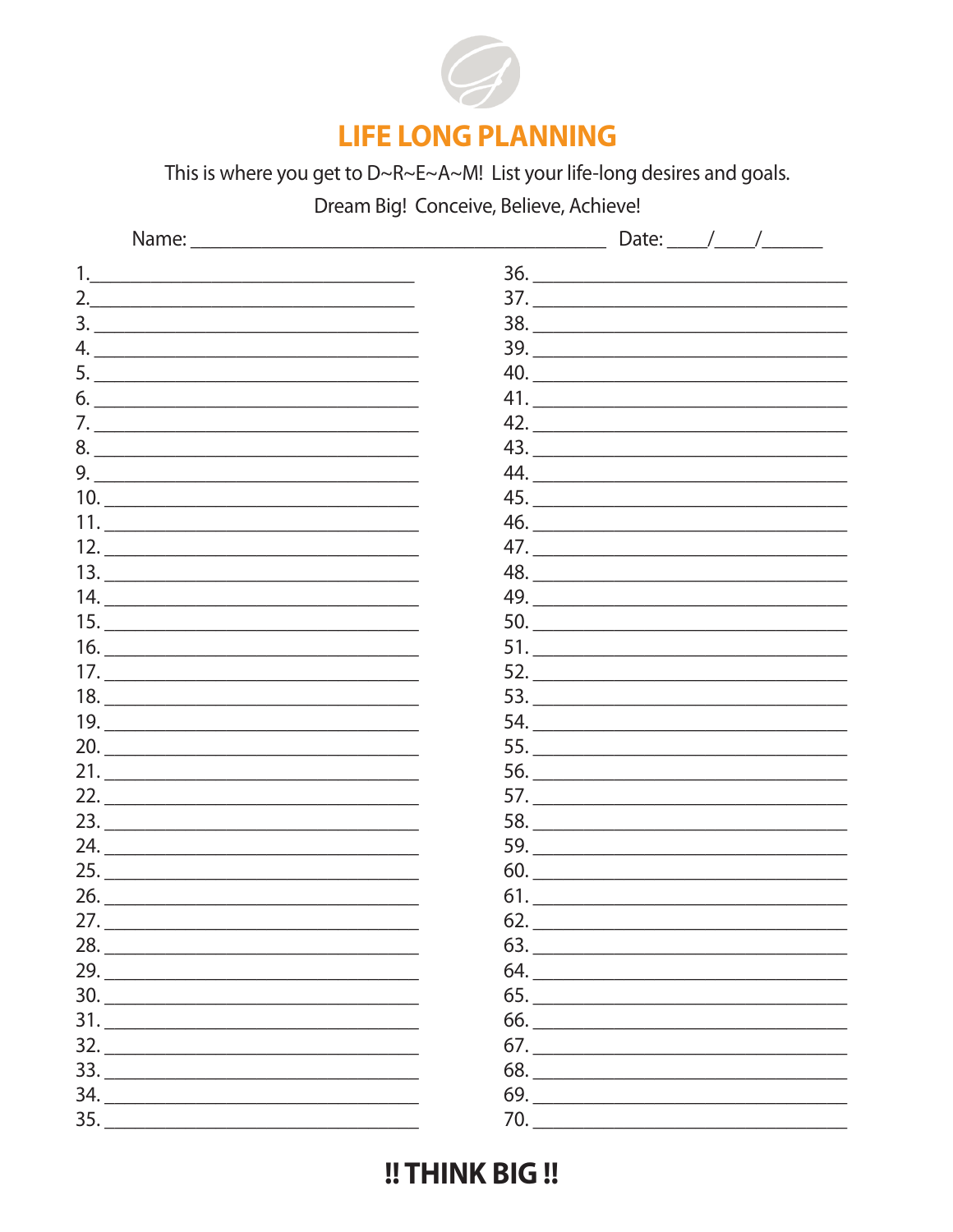# LIFE LONG PLANNING

This is where you get to D~R~E~A~M! List your life-long desires and goals.

Dream Big! Conceive, Believe, Achieve!

Name: ___________________________________________ Date: ____/____/______

1. ________________________________
2. ________________________________
3. ________________________________
4. ________________________________
5. ________________________________
6. ________________________________
7. ________________________________
8. ________________________________
9. ________________________________
10. ________________________________
11. ________________________________
12. ________________________________
13. ________________________________
14. ________________________________
15. ________________________________
16. ________________________________
17. ________________________________
18. ________________________________
19. ________________________________
20. ________________________________
21. ________________________________
22. ________________________________
23. ________________________________
24. ________________________________
25. ________________________________
26. ________________________________
27. ________________________________
28. ________________________________
29. ________________________________
30. ________________________________
31. ________________________________
32. ________________________________
33. ________________________________
34. ________________________________
35. ________________________________
36. ________________________________
37. ________________________________
38. ________________________________
39. ________________________________
40. ________________________________
41. ________________________________
42. ________________________________
43. ________________________________
44. ________________________________
45. ________________________________
46. ________________________________
47. ________________________________
48. ________________________________
49. ________________________________
50. ________________________________
51. ________________________________
52. ________________________________
53. ________________________________
54. ________________________________
55. ________________________________
56. ________________________________
57. ________________________________
58. ________________________________
59. ________________________________
60. ________________________________
61. ________________________________
62. ________________________________
63. ________________________________
64. ________________________________
65. ________________________________
66. ________________________________
67. ________________________________
68. ________________________________
69. ________________________________
70. ________________________________

**!! THINK BIG !!**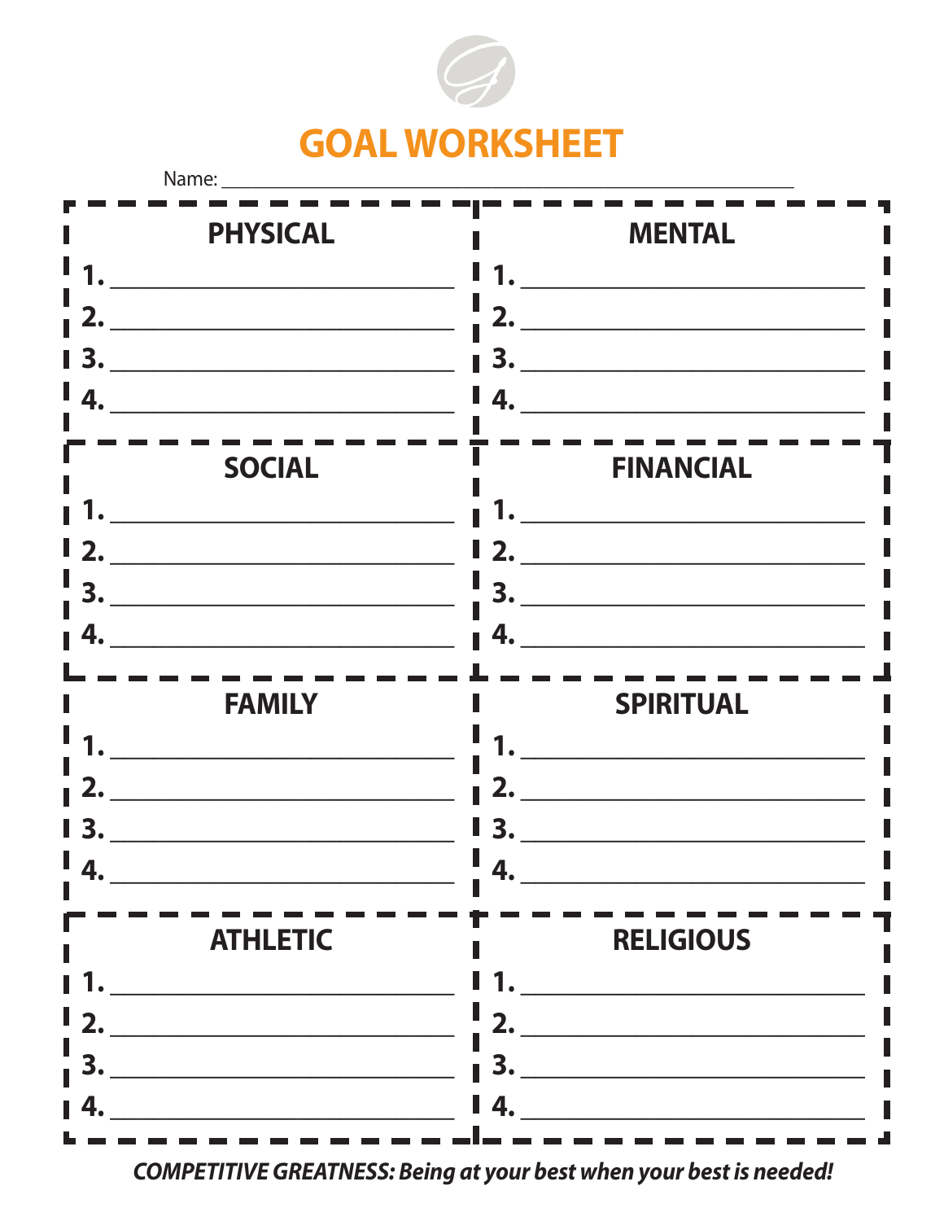# GOAL WORKSHEET

Name: ______________________________________________

## PHYSICAL

1. ______________________________
2. ______________________________
3. ______________________________
4. ______________________________

## MENTAL

1. ______________________________
2. ______________________________
3. ______________________________
4. ______________________________

## SOCIAL

1. ______________________________
2. ______________________________
3. ______________________________
4. ______________________________

## FINANCIAL

1. ______________________________
2. ______________________________
3. ______________________________
4. ______________________________

## FAMILY

1. ______________________________
2. ______________________________
3. ______________________________
4. ______________________________

## SPIRITUAL

1. ______________________________
2. ______________________________
3. ______________________________
4. ______________________________

## ATHLETIC

1. ______________________________
2. ______________________________
3. ______________________________
4. ______________________________

## RELIGIOUS

1. ______________________________
2. ______________________________
3. ______________________________
4. ______________________________

***COMPETITIVE GREATNESS: Being at your best when your best is needed!***